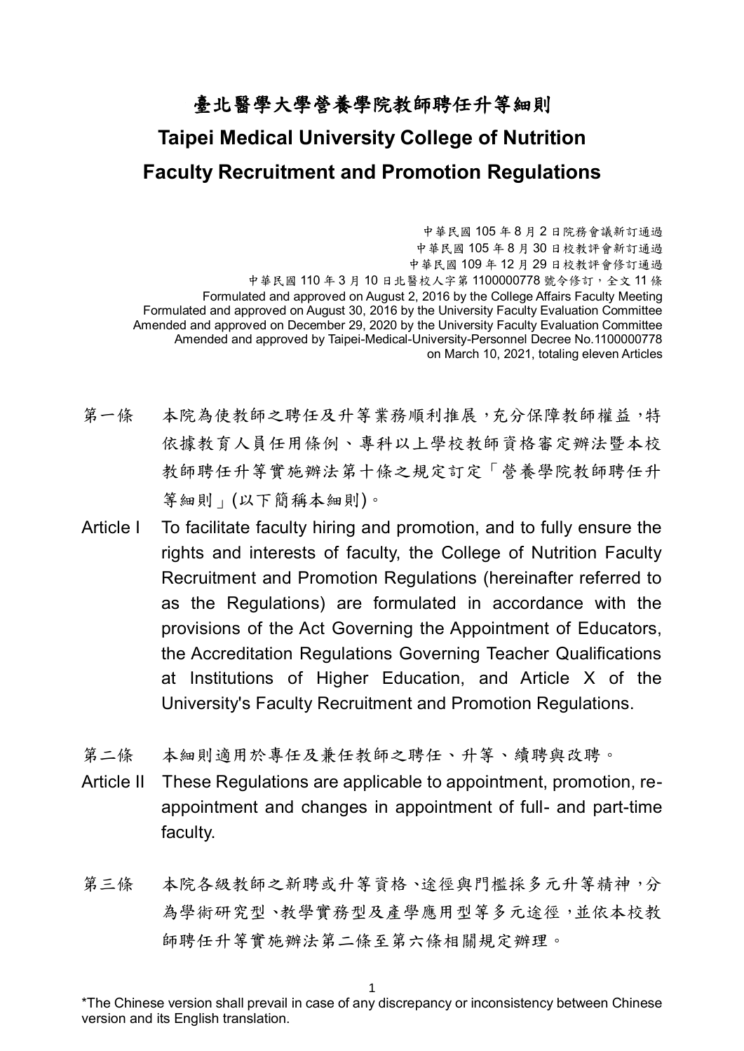# 臺北醫學大學營養學院教師聘任升等細則

# Taipei Medical University College of Nutrition Faculty Recruitment and Promotion Regulations

中華民國 105 年 8 月 2 日院務會議新訂通過
中華民國 105 年 8 月 30 日校教評會新訂通過
中華民國 109 年 12 月 29 日校教評會修訂通過
中華民國 110 年 3 月 10 日北醫校人字第 1100000778 號令修訂，全文 11 條
Formulated and approved on August 2, 2016 by the College Affairs Faculty Meeting
Formulated and approved on August 30, 2016 by the University Faculty Evaluation Committee
Amended and approved on December 29, 2020 by the University Faculty Evaluation Committee
Amended and approved by Taipei-Medical-University-Personnel Decree No.1100000778 on March 10, 2021, totaling eleven Articles

第一條　本院為使教師之聘任及升等業務順利推展，充分保障教師權益，特依據教育人員任用條例、專科以上學校教師資格審定辦法暨本校教師聘任升等實施辦法第十條之規定訂定「營養學院教師聘任升等細則」(以下簡稱本細則)。

Article I　To facilitate faculty hiring and promotion, and to fully ensure the rights and interests of faculty, the College of Nutrition Faculty Recruitment and Promotion Regulations (hereinafter referred to as the Regulations) are formulated in accordance with the provisions of the Act Governing the Appointment of Educators, the Accreditation Regulations Governing Teacher Qualifications at Institutions of Higher Education, and Article X of the University's Faculty Recruitment and Promotion Regulations.

第二條　本細則適用於專任及兼任教師之聘任、升等、續聘與改聘。

Article II　These Regulations are applicable to appointment, promotion, re-appointment and changes in appointment of full- and part-time faculty.

第三條　本院各級教師之新聘或升等資格、途徑與門檻採多元升等精神，分為學術研究型、教學實務型及產學應用型等多元途徑，並依本校教師聘任升等實施辦法第二條至第六條相關規定辦理。

*The Chinese version shall prevail in case of any discrepancy or inconsistency between Chinese version and its English translation.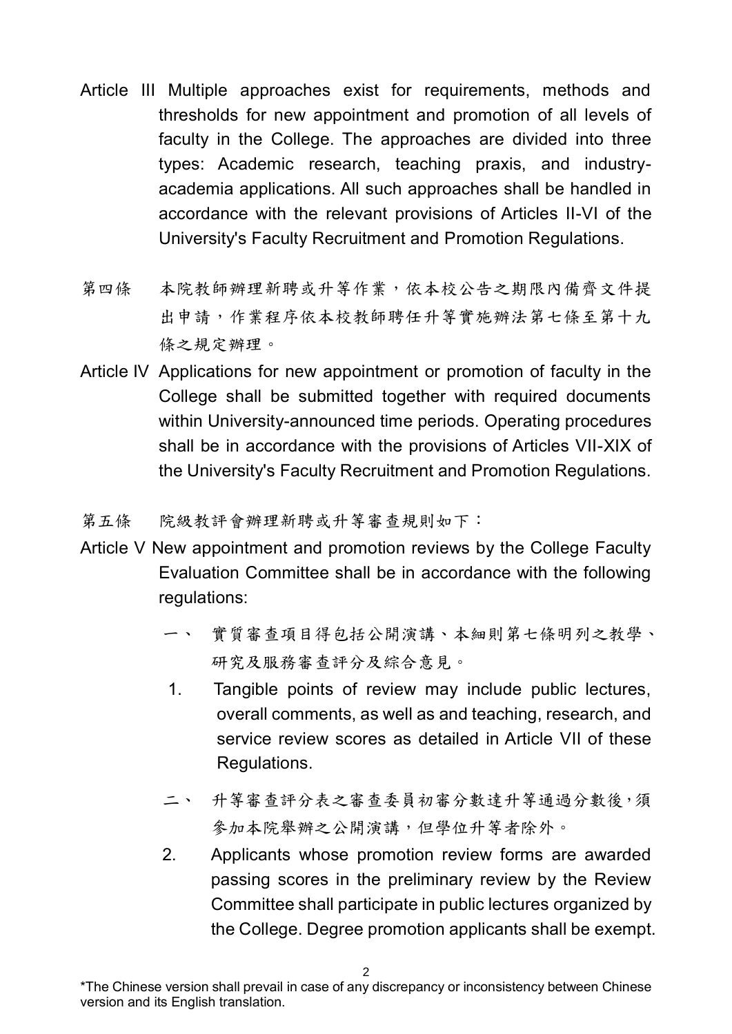Article III Multiple approaches exist for requirements, methods and thresholds for new appointment and promotion of all levels of faculty in the College. The approaches are divided into three types: Academic research, teaching praxis, and industry-academia applications. All such approaches shall be handled in accordance with the relevant provisions of Articles II-VI of the University's Faculty Recruitment and Promotion Regulations.

第四條　本院教師辦理新聘或升等作業，依本校公告之期限內備齊文件提出申請，作業程序依本校教師聘任升等實施辦法第七條至第十九條之規定辦理。

Article IV Applications for new appointment or promotion of faculty in the College shall be submitted together with required documents within University-announced time periods. Operating procedures shall be in accordance with the provisions of Articles VII-XIX of the University's Faculty Recruitment and Promotion Regulations.

第五條　院級教評會辦理新聘或升等審查規則如下：

Article V New appointment and promotion reviews by the College Faculty Evaluation Committee shall be in accordance with the following regulations:

一、 實質審查項目得包括公開演講、本細則第七條明列之教學、研究及服務審查評分及綜合意見。

1. Tangible points of review may include public lectures, overall comments, as well as and teaching, research, and service review scores as detailed in Article VII of these Regulations.

二、 升等審查評分表之審查委員初審分數達升等通過分數後，須參加本院舉辦之公開演講，但學位升等者除外。

2. Applicants whose promotion review forms are awarded passing scores in the preliminary review by the Review Committee shall participate in public lectures organized by the College. Degree promotion applicants shall be exempt.

\*The Chinese version shall prevail in case of any discrepancy or inconsistency between Chinese version and its English translation.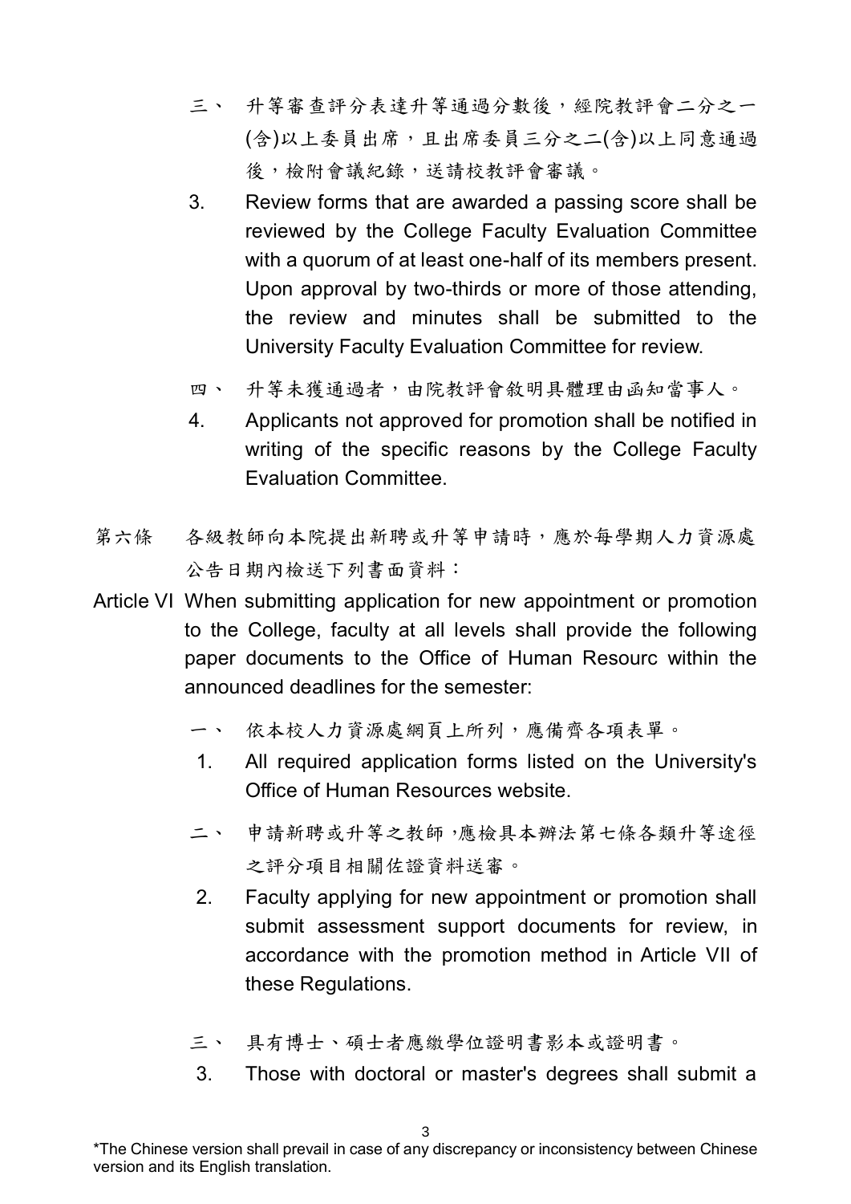三、 升等審查評分表達升等通過分數後，經院教評會二分之一(含)以上委員出席，且出席委員三分之二(含)以上同意通過後，檢附會議紀錄，送請校教評會審議。

3. Review forms that are awarded a passing score shall be reviewed by the College Faculty Evaluation Committee with a quorum of at least one-half of its members present. Upon approval by two-thirds or more of those attending, the review and minutes shall be submitted to the University Faculty Evaluation Committee for review.

四、 升等未獲通過者，由院教評會敘明具體理由函知當事人。

4. Applicants not approved for promotion shall be notified in writing of the specific reasons by the College Faculty Evaluation Committee.

第六條 各級教師向本院提出新聘或升等申請時，應於每學期人力資源處公告日期內檢送下列書面資料：

Article VI When submitting application for new appointment or promotion to the College, faculty at all levels shall provide the following paper documents to the Office of Human Resourc within the announced deadlines for the semester:

一、 依本校人力資源處網頁上所列，應備齊各項表單。

1. All required application forms listed on the University's Office of Human Resources website.

二、 申請新聘或升等之教師，應檢具本辦法第七條各類升等途徑之評分項目相關佐證資料送審。

2. Faculty applying for new appointment or promotion shall submit assessment support documents for review, in accordance with the promotion method in Article VII of these Regulations.

三、 具有博士、碩士者應繳學位證明書影本或證明書。

3. Those with doctoral or master's degrees shall submit a

\*The Chinese version shall prevail in case of any discrepancy or inconsistency between Chinese version and its English translation.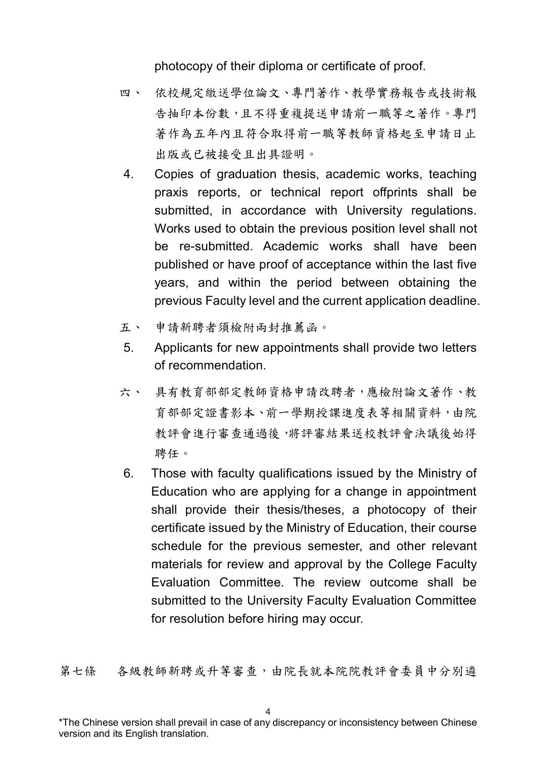photocopy of their diploma or certificate of proof.

四、 依校規定繳送學位論文、專門著作、教學實務報告或技術報告抽印本份數，且不得重複提送申請前一職等之著作。專門著作為五年內且符合取得前一職等教師資格起至申請日止出版或已被接受且出具證明。

4. Copies of graduation thesis, academic works, teaching praxis reports, or technical report offprints shall be submitted, in accordance with University regulations. Works used to obtain the previous position level shall not be re-submitted. Academic works shall have been published or have proof of acceptance within the last five years, and within the period between obtaining the previous Faculty level and the current application deadline.

五、 申請新聘者須檢附兩封推薦函。

5. Applicants for new appointments shall provide two letters of recommendation.

六、 具有教育部部定教師資格申請改聘者，應檢附論文著作、教育部部定證書影本、前一學期授課進度表等相關資料，由院教評會進行審查通過後，將評審結果送校教評會決議後始得聘任。

6. Those with faculty qualifications issued by the Ministry of Education who are applying for a change in appointment shall provide their thesis/theses, a photocopy of their certificate issued by the Ministry of Education, their course schedule for the previous semester, and other relevant materials for review and approval by the College Faculty Evaluation Committee. The review outcome shall be submitted to the University Faculty Evaluation Committee for resolution before hiring may occur.

第七條 各級教師新聘或升等審查，由院長就本院院教評會委員中分別遴

*The Chinese version shall prevail in case of any discrepancy or inconsistency between Chinese version and its English translation.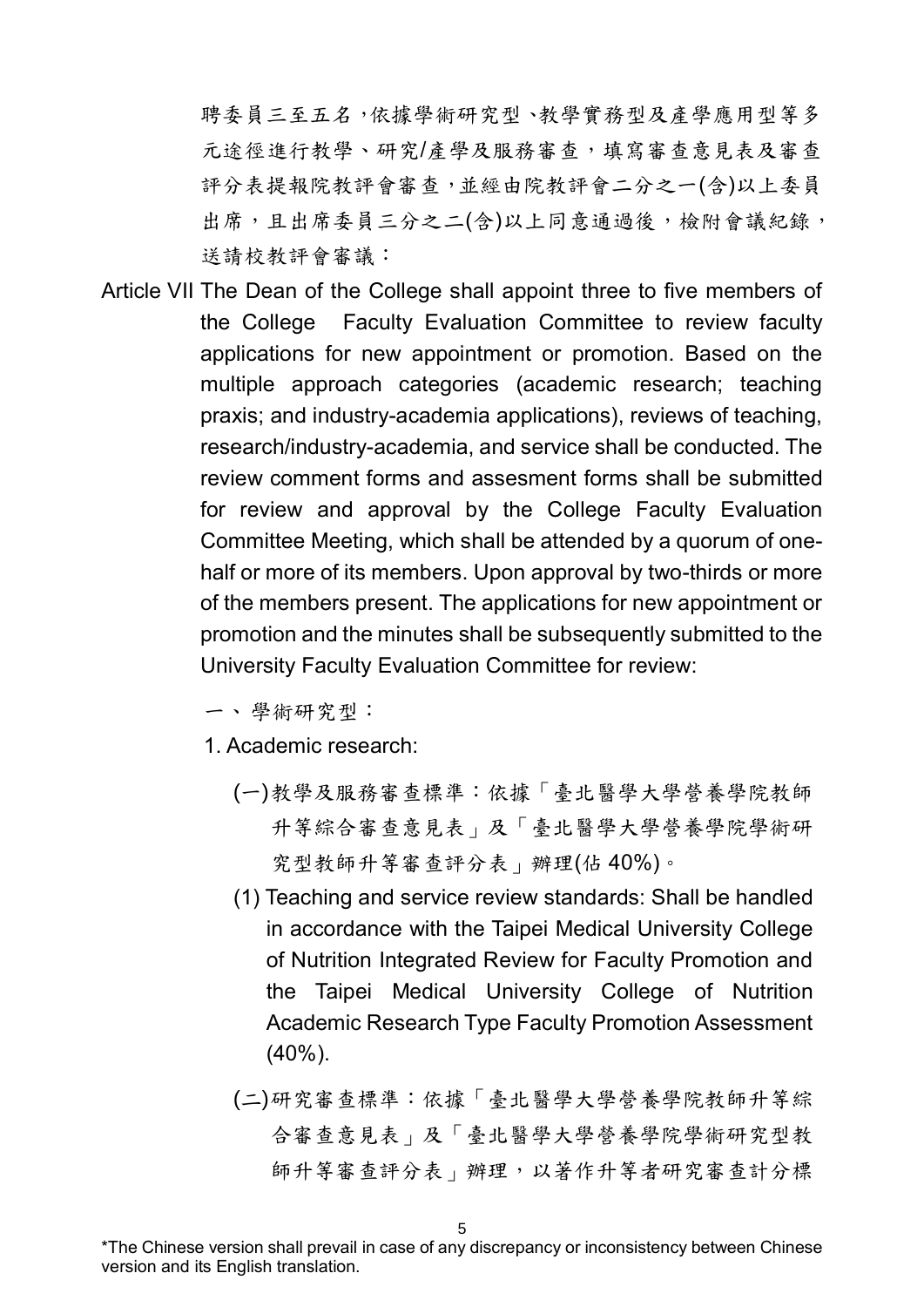聘委員三至五名，依據學術研究型、教學實務型及產學應用型等多元途徑進行教學、研究/產學及服務審查，填寫審查意見表及審查評分表提報院教評會審查，並經由院教評會二分之一(含)以上委員出席，且出席委員三分之二(含)以上同意通過後，檢附會議紀錄，送請校教評會審議：

Article VII The Dean of the College shall appoint three to five members of the College Faculty Evaluation Committee to review faculty applications for new appointment or promotion. Based on the multiple approach categories (academic research; teaching praxis; and industry-academia applications), reviews of teaching, research/industry-academia, and service shall be conducted. The review comment forms and assesment forms shall be submitted for review and approval by the College Faculty Evaluation Committee Meeting, which shall be attended by a quorum of one-half or more of its members. Upon approval by two-thirds or more of the members present. The applications for new appointment or promotion and the minutes shall be subsequently submitted to the University Faculty Evaluation Committee for review:

一、學術研究型：

1. Academic research:

(一)教學及服務審查標準：依據「臺北醫學大學營養學院教師升等綜合審查意見表」及「臺北醫學大學營養學院學術研究型教師升等審查評分表」辦理(佔 40%)。

(1) Teaching and service review standards: Shall be handled in accordance with the Taipei Medical University College of Nutrition Integrated Review for Faculty Promotion and the Taipei Medical University College of Nutrition Academic Research Type Faculty Promotion Assessment (40%).

(二)研究審查標準：依據「臺北醫學大學營養學院教師升等綜合審查意見表」及「臺北醫學大學營養學院學術研究型教師升等審查評分表」辦理，以著作升等者研究審查計分標

*The Chinese version shall prevail in case of any discrepancy or inconsistency between Chinese version and its English translation.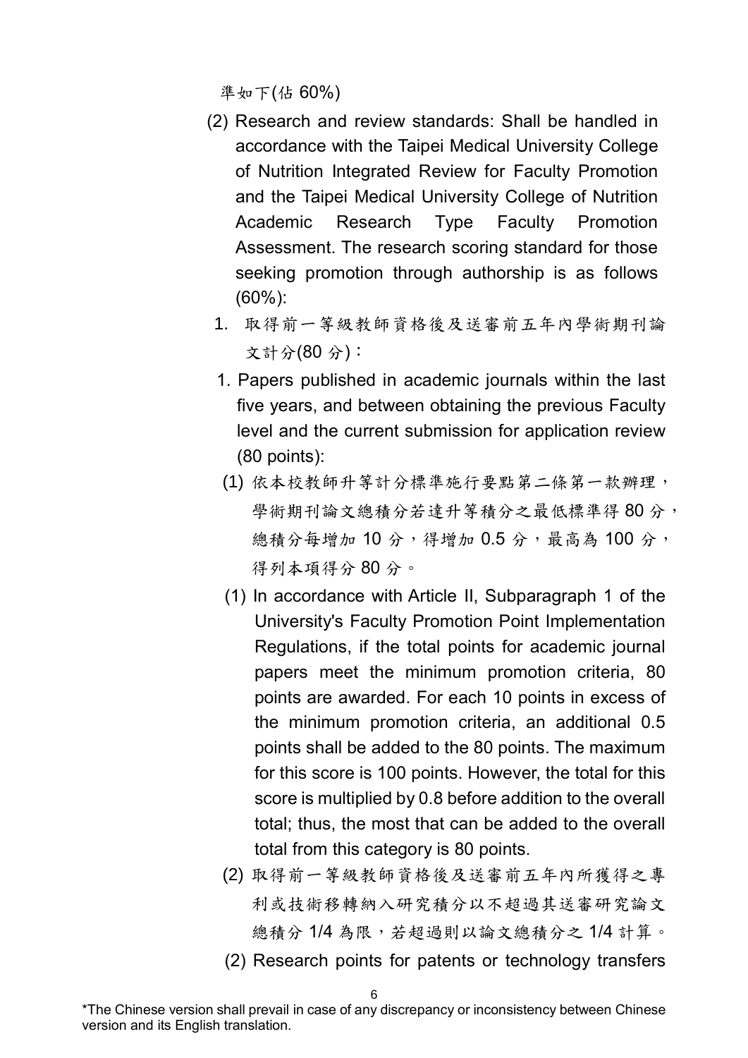準如下(佔 60%)

(2) Research and review standards: Shall be handled in accordance with the Taipei Medical University College of Nutrition Integrated Review for Faculty Promotion and the Taipei Medical University College of Nutrition Academic Research Type Faculty Promotion Assessment. The research scoring standard for those seeking promotion through authorship is as follows (60%):

1. 取得前一等級教師資格後及送審前五年內學術期刊論文計分(80 分)：

1. Papers published in academic journals within the last five years, and between obtaining the previous Faculty level and the current submission for application review (80 points):

(1) 依本校教師升等計分標準施行要點第二條第一款辦理，學術期刊論文總積分若達升等積分之最低標準得 80 分，總積分每增加 10 分，得增加 0.5 分，最高為 100 分，得列本項得分 80 分。

(1) In accordance with Article II, Subparagraph 1 of the University's Faculty Promotion Point Implementation Regulations, if the total points for academic journal papers meet the minimum promotion criteria, 80 points are awarded. For each 10 points in excess of the minimum promotion criteria, an additional 0.5 points shall be added to the 80 points. The maximum for this score is 100 points. However, the total for this score is multiplied by 0.8 before addition to the overall total; thus, the most that can be added to the overall total from this category is 80 points.

(2) 取得前一等級教師資格後及送審前五年內所獲得之專利或技術移轉納入研究積分以不超過其送審研究論文總積分 1/4 為限，若超過則以論文總積分之 1/4 計算。

(2) Research points for patents or technology transfers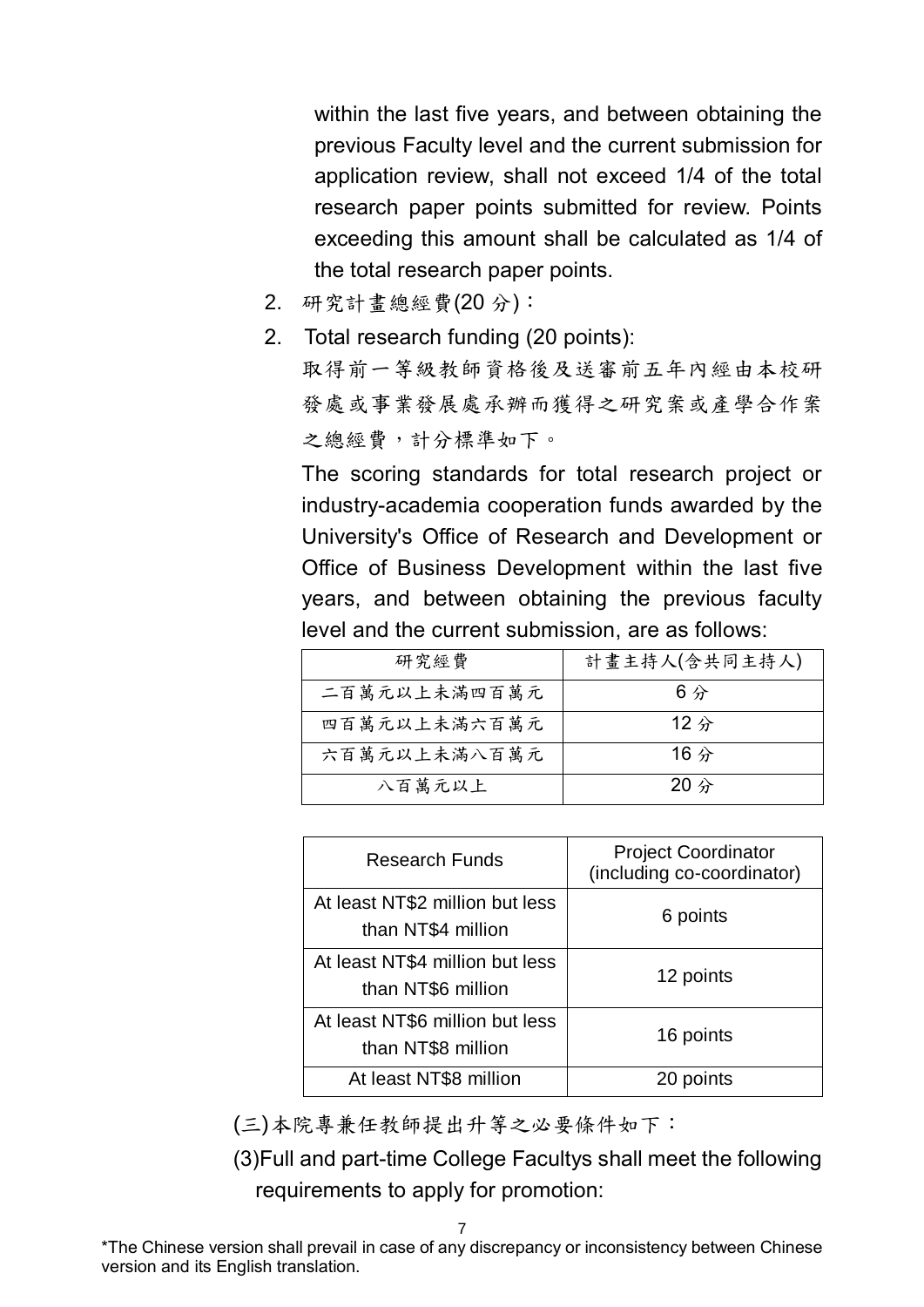within the last five years, and between obtaining the previous Faculty level and the current submission for application review, shall not exceed 1/4 of the total research paper points submitted for review. Points exceeding this amount shall be calculated as 1/4 of the total research paper points.

2. 研究計畫總經費(20 分)：

2. Total research funding (20 points):

取得前一等級教師資格後及送審前五年內經由本校研發處或事業發展處承辦而獲得之研究案或產學合作案之總經費，計分標準如下。

The scoring standards for total research project or industry-academia cooperation funds awarded by the University's Office of Research and Development or Office of Business Development within the last five years, and between obtaining the previous faculty level and the current submission, are as follows:

| 研究經費 | 計畫主持人(含共同主持人) |
|---|---|
| 二百萬元以上未滿四百萬元 | 6 分 |
| 四百萬元以上未滿六百萬元 | 12 分 |
| 六百萬元以上未滿八百萬元 | 16 分 |
| 八百萬元以上 | 20 分 |

| Research Funds | Project Coordinator (including co-coordinator) |
|---|---|
| At least NT$2 million but less than NT$4 million | 6 points |
| At least NT$4 million but less than NT$6 million | 12 points |
| At least NT$6 million but less than NT$8 million | 16 points |
| At least NT$8 million | 20 points |

(三)本院專兼任教師提出升等之必要條件如下：

(3)Full and part-time College Facultys shall meet the following requirements to apply for promotion:

*The Chinese version shall prevail in case of any discrepancy or inconsistency between Chinese version and its English translation.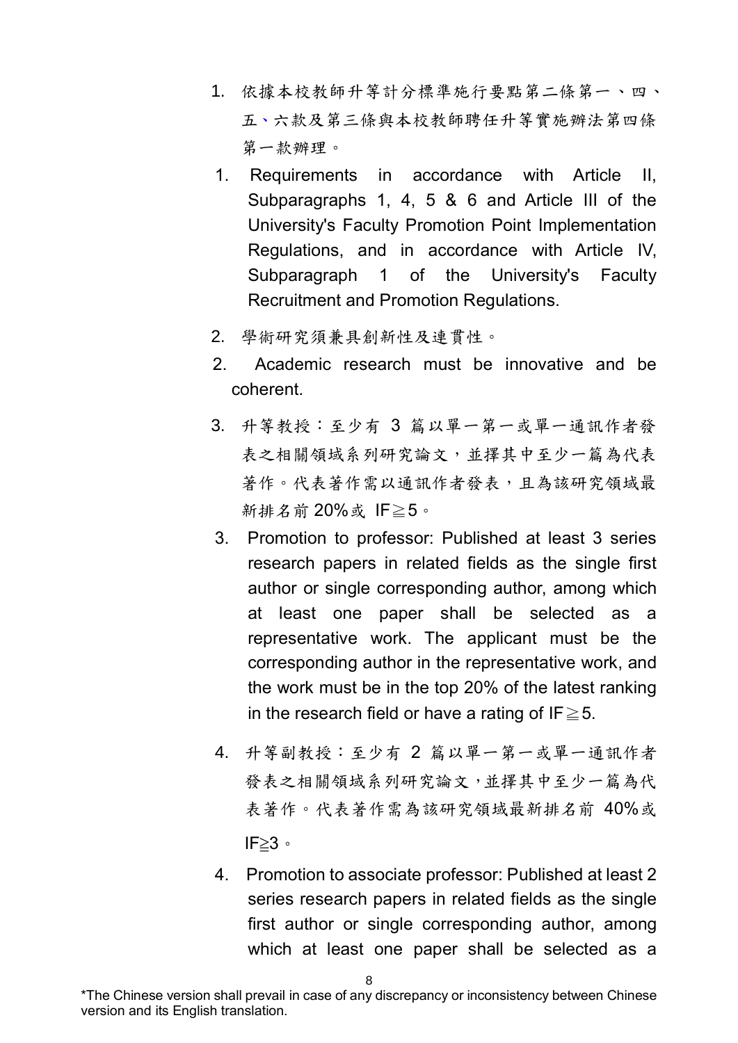1. 依據本校教師升等計分標準施行要點第二條第一、四、五、六款及第三條與本校教師聘任升等實施辦法第四條第一款辦理。
1. Requirements in accordance with Article II, Subparagraphs 1, 4, 5 & 6 and Article III of the University's Faculty Promotion Point Implementation Regulations, and in accordance with Article IV, Subparagraph 1 of the University's Faculty Recruitment and Promotion Regulations.
2. 學術研究須兼具創新性及連貫性。
2. Academic research must be innovative and be coherent.
3. 升等教授：至少有 3 篇以單一第一或單一通訊作者發表之相關領域系列研究論文，並擇其中至少一篇為代表著作。代表著作需以通訊作者發表，且為該研究領域最新排名前 20%或 IF≧5。
3. Promotion to professor: Published at least 3 series research papers in related fields as the single first author or single corresponding author, among which at least one paper shall be selected as a representative work. The applicant must be the corresponding author in the representative work, and the work must be in the top 20% of the latest ranking in the research field or have a rating of IF≧5.
4. 升等副教授：至少有 2 篇以單一第一或單一通訊作者發表之相關領域系列研究論文，並擇其中至少一篇為代表著作。代表著作需為該研究領域最新排名前 40%或 IF≧3。
4. Promotion to associate professor: Published at least 2 series research papers in related fields as the single first author or single corresponding author, among which at least one paper shall be selected as a

*The Chinese version shall prevail in case of any discrepancy or inconsistency between Chinese version and its English translation.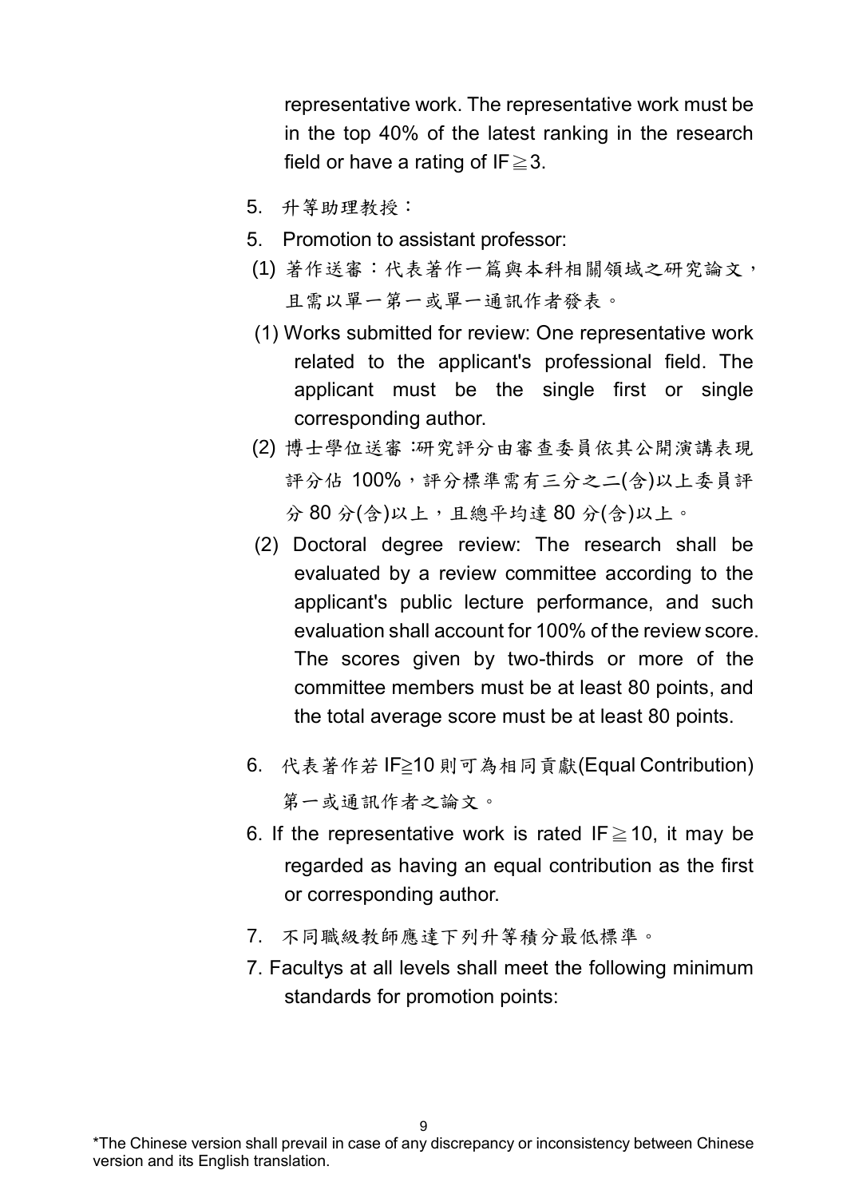representative work. The representative work must be in the top 40% of the latest ranking in the research field or have a rating of IF≧3.

5. 升等助理教授：

5. Promotion to assistant professor:

(1) 著作送審：代表著作一篇與本科相關領域之研究論文，且需以單一第一或單一通訊作者發表。

(1) Works submitted for review: One representative work related to the applicant's professional field. The applicant must be the single first or single corresponding author.

(2) 博士學位送審：研究評分由審查委員依其公開演講表現評分佔 100%，評分標準需有三分之二(含)以上委員評分 80 分(含)以上，且總平均達 80 分(含)以上。

(2) Doctoral degree review: The research shall be evaluated by a review committee according to the applicant's public lecture performance, and such evaluation shall account for 100% of the review score. The scores given by two-thirds or more of the committee members must be at least 80 points, and the total average score must be at least 80 points.

6. 代表著作若 IF≧10 則可為相同貢獻(Equal Contribution)第一或通訊作者之論文。

6. If the representative work is rated IF≧10, it may be regarded as having an equal contribution as the first or corresponding author.

7. 不同職級教師應達下列升等積分最低標準。

7. Facultys at all levels shall meet the following minimum standards for promotion points:

*The Chinese version shall prevail in case of any discrepancy or inconsistency between Chinese version and its English translation.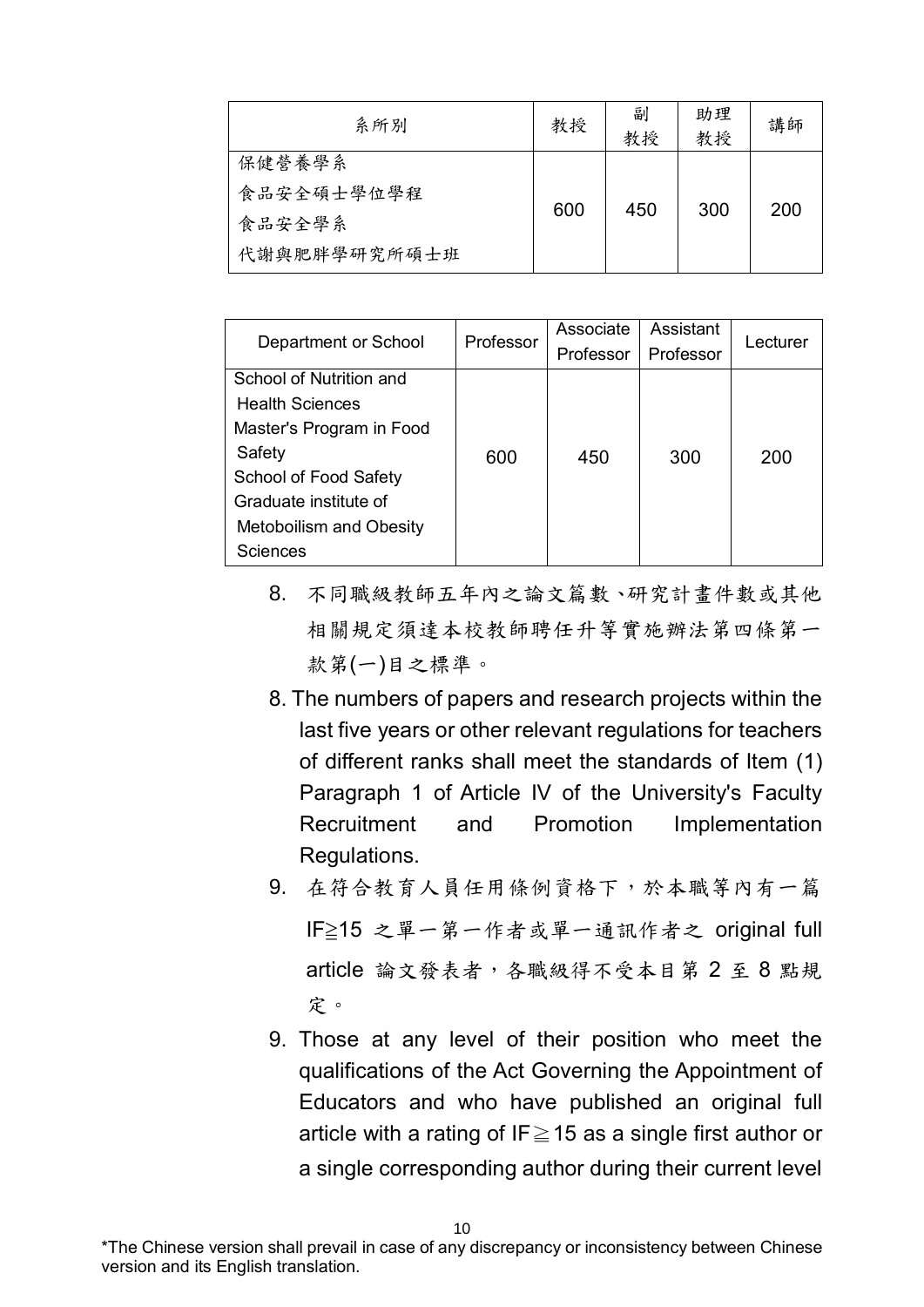| 系所別 | 教授 | 副教授 | 助理教授 | 講師 |
| --- | --- | --- | --- | --- |
| 保健營養學系<br>食品安全碩士學位學程<br>食品安全學系<br>代謝與肥胖學研究所碩士班 | 600 | 450 | 300 | 200 |

| Department or School | Professor | Associate Professor | Assistant Professor | Lecturer |
| --- | --- | --- | --- | --- |
| School of Nutrition and Health Sciences<br>Master's Program in Food Safety<br>School of Food Safety<br>Graduate institute of Metoboilism and Obesity Sciences | 600 | 450 | 300 | 200 |

8. 不同職級教師五年內之論文篇數、研究計畫件數或其他相關規定須達本校教師聘任升等實施辦法第四條第一款第(一)目之標準。

8. The numbers of papers and research projects within the last five years or other relevant regulations for teachers of different ranks shall meet the standards of Item (1) Paragraph 1 of Article IV of the University's Faculty Recruitment and Promotion Implementation Regulations.

9. 在符合教育人員任用條例資格下，於本職等內有一篇 IF≧15 之單一第一作者或單一通訊作者之 original full article 論文發表者，各職級得不受本目第 2 至 8 點規定。

9. Those at any level of their position who meet the qualifications of the Act Governing the Appointment of Educators and who have published an original full article with a rating of IF≧15 as a single first author or a single corresponding author during their current level

*The Chinese version shall prevail in case of any discrepancy or inconsistency between Chinese version and its English translation.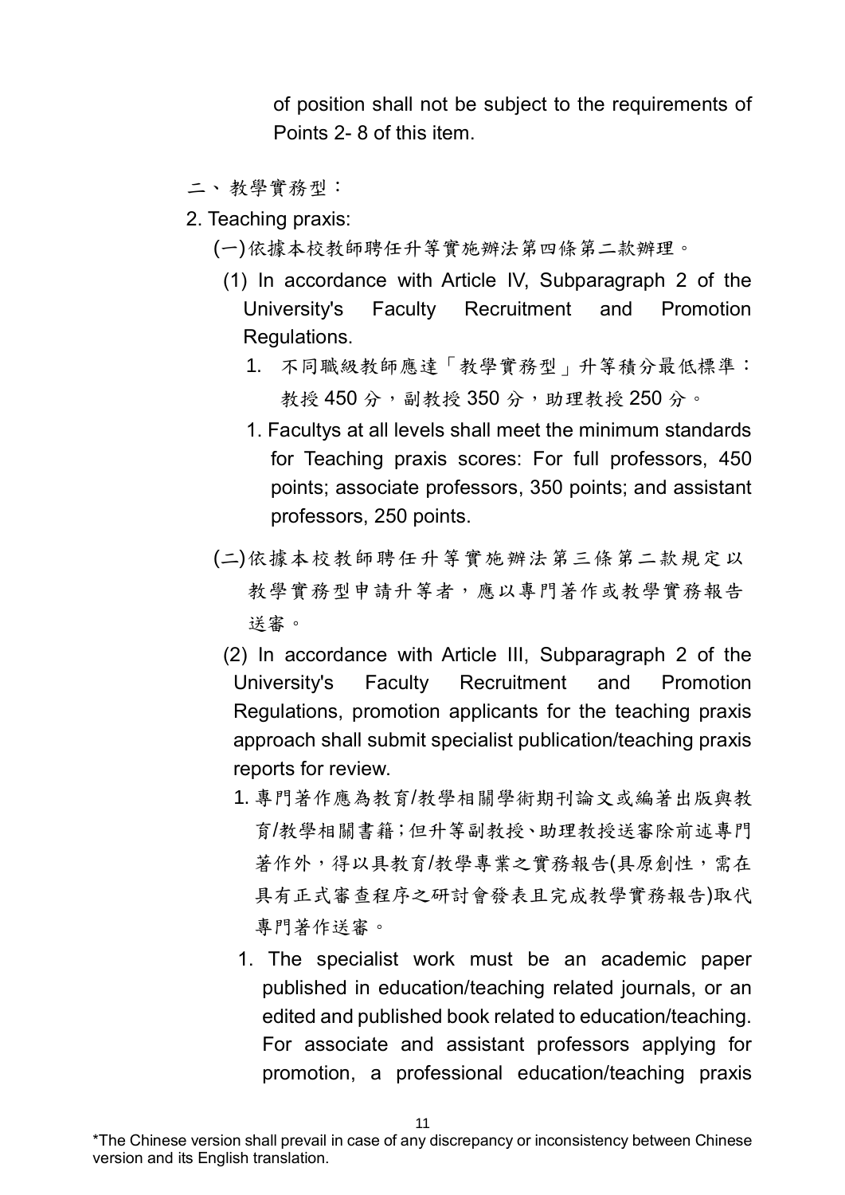of position shall not be subject to the requirements of Points 2- 8 of this item.

二、教學實務型：

2. Teaching praxis:

(一)依據本校教師聘任升等實施辦法第四條第二款辦理。

(1) In accordance with Article IV, Subparagraph 2 of the University's Faculty Recruitment and Promotion Regulations.

1. 不同職級教師應達「教學實務型」升等積分最低標準：教授 450 分，副教授 350 分，助理教授 250 分。

1. Facultys at all levels shall meet the minimum standards for Teaching praxis scores: For full professors, 450 points; associate professors, 350 points; and assistant professors, 250 points.

(二)依據本校教師聘任升等實施辦法第三條第二款規定以教學實務型申請升等者，應以專門著作或教學實務報告送審。

(2) In accordance with Article III, Subparagraph 2 of the University's Faculty Recruitment and Promotion Regulations, promotion applicants for the teaching praxis approach shall submit specialist publication/teaching praxis reports for review.

1. 專門著作應為教育/教學相關學術期刊論文或編著出版與教育/教學相關書籍；但升等副教授、助理教授送審除前述專門著作外，得以具教育/教學專業之實務報告(具原創性，需在具有正式審查程序之研討會發表且完成教學實務報告)取代專門著作送審。

1. The specialist work must be an academic paper published in education/teaching related journals, or an edited and published book related to education/teaching. For associate and assistant professors applying for promotion, a professional education/teaching praxis

*The Chinese version shall prevail in case of any discrepancy or inconsistency between Chinese version and its English translation.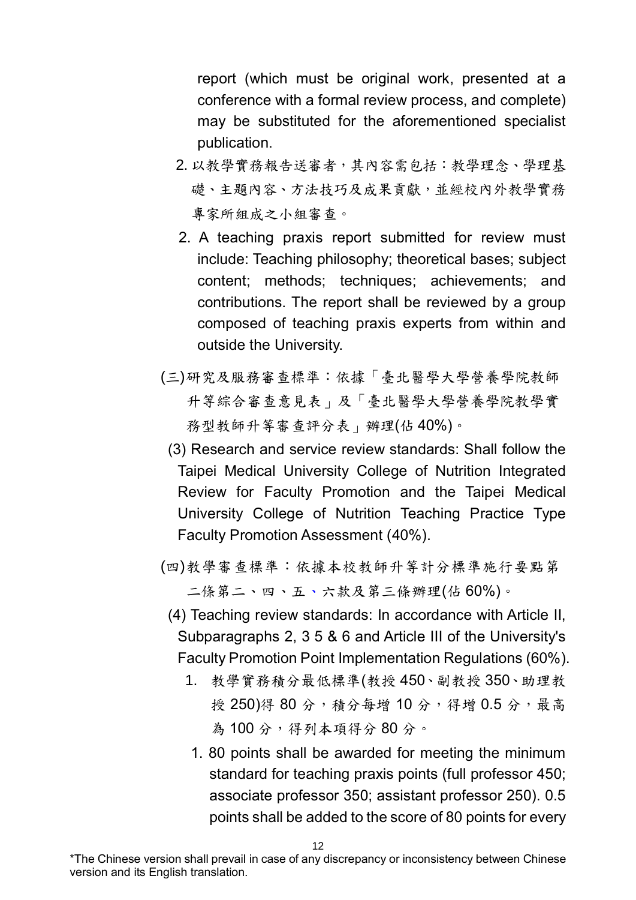report (which must be original work, presented at a conference with a formal review process, and complete) may be substituted for the aforementioned specialist publication.

2. 以教學實務報告送審者，其內容需包括：教學理念、學理基礎、主題內容、方法技巧及成果貢獻，並經校內外教學實務專家所組成之小組審查。

2. A teaching praxis report submitted for review must include: Teaching philosophy; theoretical bases; subject content; methods; techniques; achievements; and contributions. The report shall be reviewed by a group composed of teaching praxis experts from within and outside the University.

(三)研究及服務審查標準：依據「臺北醫學大學營養學院教師升等綜合審查意見表」及「臺北醫學大學營養學院教學實務型教師升等審查評分表」辦理(佔 40%)。

(3) Research and service review standards: Shall follow the Taipei Medical University College of Nutrition Integrated Review for Faculty Promotion and the Taipei Medical University College of Nutrition Teaching Practice Type Faculty Promotion Assessment (40%).

(四)教學審查標準：依據本校教師升等計分標準施行要點第二條第二、四、五、六款及第三條辦理(佔 60%)。

(4) Teaching review standards: In accordance with Article II, Subparagraphs 2, 3 5 & 6 and Article III of the University's Faculty Promotion Point Implementation Regulations (60%).

1. 教學實務積分最低標準(教授 450、副教授 350、助理教授 250)得 80 分，積分每增 10 分，得增 0.5 分，最高為 100 分，得列本項得分 80 分。

1. 80 points shall be awarded for meeting the minimum standard for teaching praxis points (full professor 450; associate professor 350; assistant professor 250). 0.5 points shall be added to the score of 80 points for every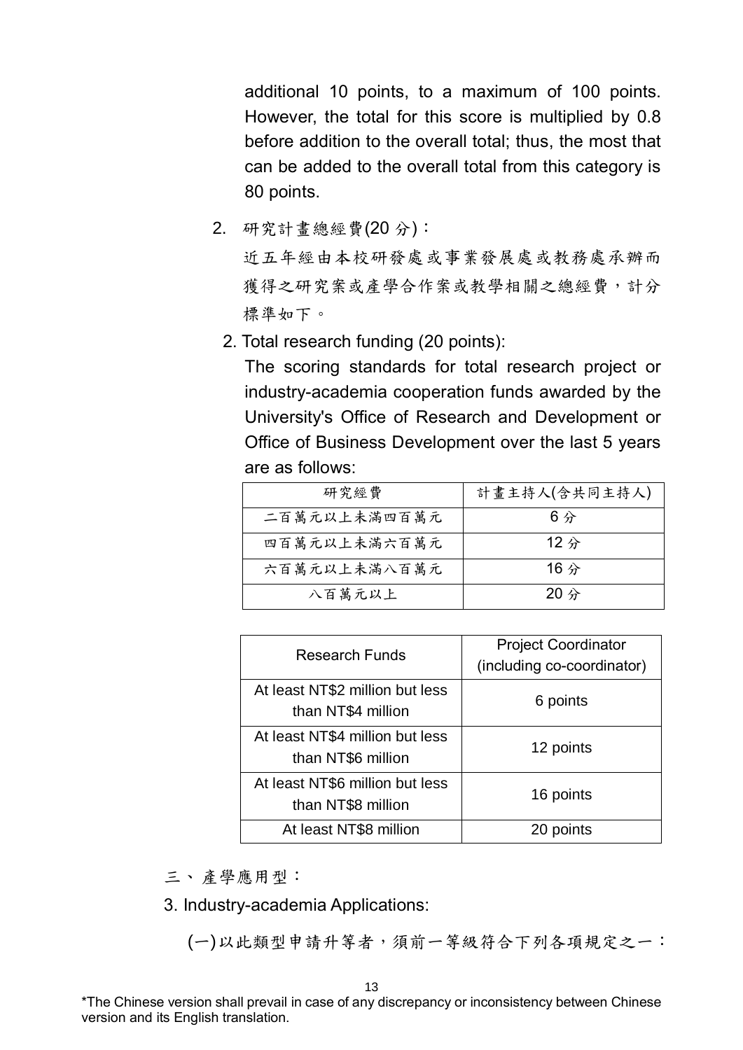additional 10 points, to a maximum of 100 points. However, the total for this score is multiplied by 0.8 before addition to the overall total; thus, the most that can be added to the overall total from this category is 80 points.

2. 研究計畫總經費(20 分)：

近五年經由本校研發處或事業發展處或教務處承辦而獲得之研究案或產學合作案或教學相關之總經費，計分標準如下。

2. Total research funding (20 points):

The scoring standards for total research project or industry-academia cooperation funds awarded by the University's Office of Research and Development or Office of Business Development over the last 5 years are as follows:

| 研究經費 | 計畫主持人(含共同主持人) |
|---|---|
| 二百萬元以上未滿四百萬元 | 6 分 |
| 四百萬元以上未滿六百萬元 | 12 分 |
| 六百萬元以上未滿八百萬元 | 16 分 |
| 八百萬元以上 | 20 分 |

| Research Funds | Project Coordinator (including co-coordinator) |
|---|---|
| At least NT$2 million but less than NT$4 million | 6 points |
| At least NT$4 million but less than NT$6 million | 12 points |
| At least NT$6 million but less than NT$8 million | 16 points |
| At least NT$8 million | 20 points |

三、產學應用型：

3. Industry-academia Applications:

(一)以此類型申請升等者，須前一等級符合下列各項規定之一：

*The Chinese version shall prevail in case of any discrepancy or inconsistency between Chinese version and its English translation.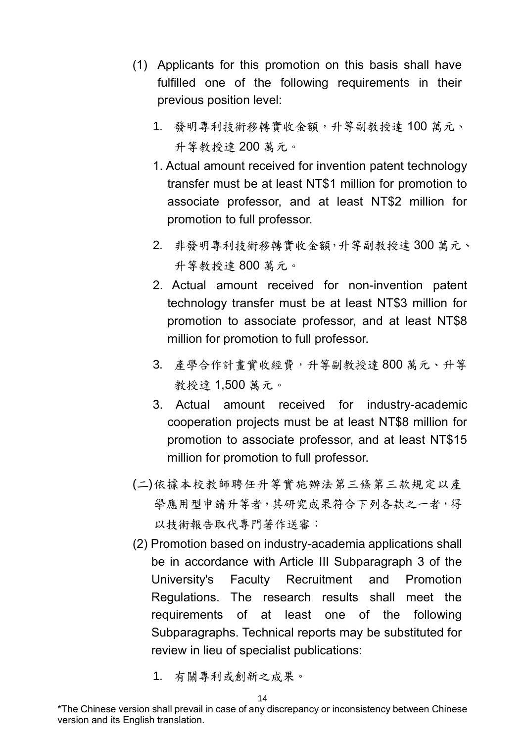(1) Applicants for this promotion on this basis shall have fulfilled one of the following requirements in their previous position level:

1. 發明專利技術移轉實收金額，升等副教授達 100 萬元、升等教授達 200 萬元。

1. Actual amount received for invention patent technology transfer must be at least NT$1 million for promotion to associate professor, and at least NT$2 million for promotion to full professor.

2. 非發明專利技術移轉實收金額，升等副教授達 300 萬元、升等教授達 800 萬元。

2. Actual amount received for non-invention patent technology transfer must be at least NT$3 million for promotion to associate professor, and at least NT$8 million for promotion to full professor.

3. 產學合作計畫實收經費，升等副教授達 800 萬元、升等教授達 1,500 萬元。

3. Actual amount received for industry-academic cooperation projects must be at least NT$8 million for promotion to associate professor, and at least NT$15 million for promotion to full professor.

(二)依據本校教師聘任升等實施辦法第三條第三款規定以產學應用型申請升等者，其研究成果符合下列各款之一者，得以技術報告取代專門著作送審：

(2) Promotion based on industry-academia applications shall be in accordance with Article III Subparagraph 3 of the University's Faculty Recruitment and Promotion Regulations. The research results shall meet the requirements of at least one of the following Subparagraphs. Technical reports may be substituted for review in lieu of specialist publications:

1. 有關專利或創新之成果。

*The Chinese version shall prevail in case of any discrepancy or inconsistency between Chinese version and its English translation.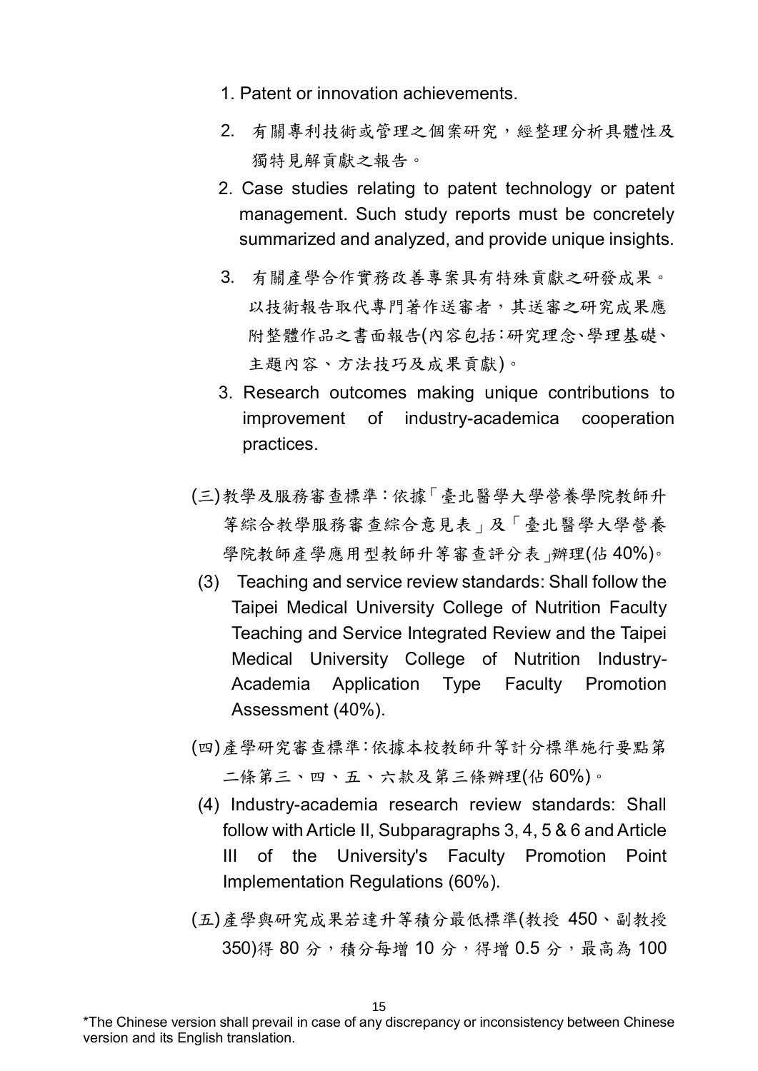1. Patent or innovation achievements.

2. 有關專利技術或管理之個案研究，經整理分析具體性及獨特見解貢獻之報告。

2. Case studies relating to patent technology or patent management. Such study reports must be concretely summarized and analyzed, and provide unique insights.

3. 有關產學合作實務改善專案具有特殊貢獻之研發成果。以技術報告取代專門著作送審者，其送審之研究成果應附整體作品之書面報告(內容包括：研究理念、學理基礎、主題內容、方法技巧及成果貢獻)。

3. Research outcomes making unique contributions to improvement of industry-academica cooperation practices.

(三)教學及服務審查標準：依據「臺北醫學大學營養學院教師升等綜合教學服務審查綜合意見表」及「臺北醫學大學營養學院教師產學應用型教師升等審查評分表」辦理(佔 40%)。

(3) Teaching and service review standards: Shall follow the Taipei Medical University College of Nutrition Faculty Teaching and Service Integrated Review and the Taipei Medical University College of Nutrition Industry-Academia Application Type Faculty Promotion Assessment (40%).

(四)產學研究審查標準：依據本校教師升等計分標準施行要點第二條第三、四、五、六款及第三條辦理(佔 60%)。

(4) Industry-academia research review standards: Shall follow with Article II, Subparagraphs 3, 4, 5 & 6 and Article III of the University's Faculty Promotion Point Implementation Regulations (60%).

(五)產學與研究成果若達升等積分最低標準(教授 450、副教授 350)得 80 分，積分每增 10 分，得增 0.5 分，最高為 100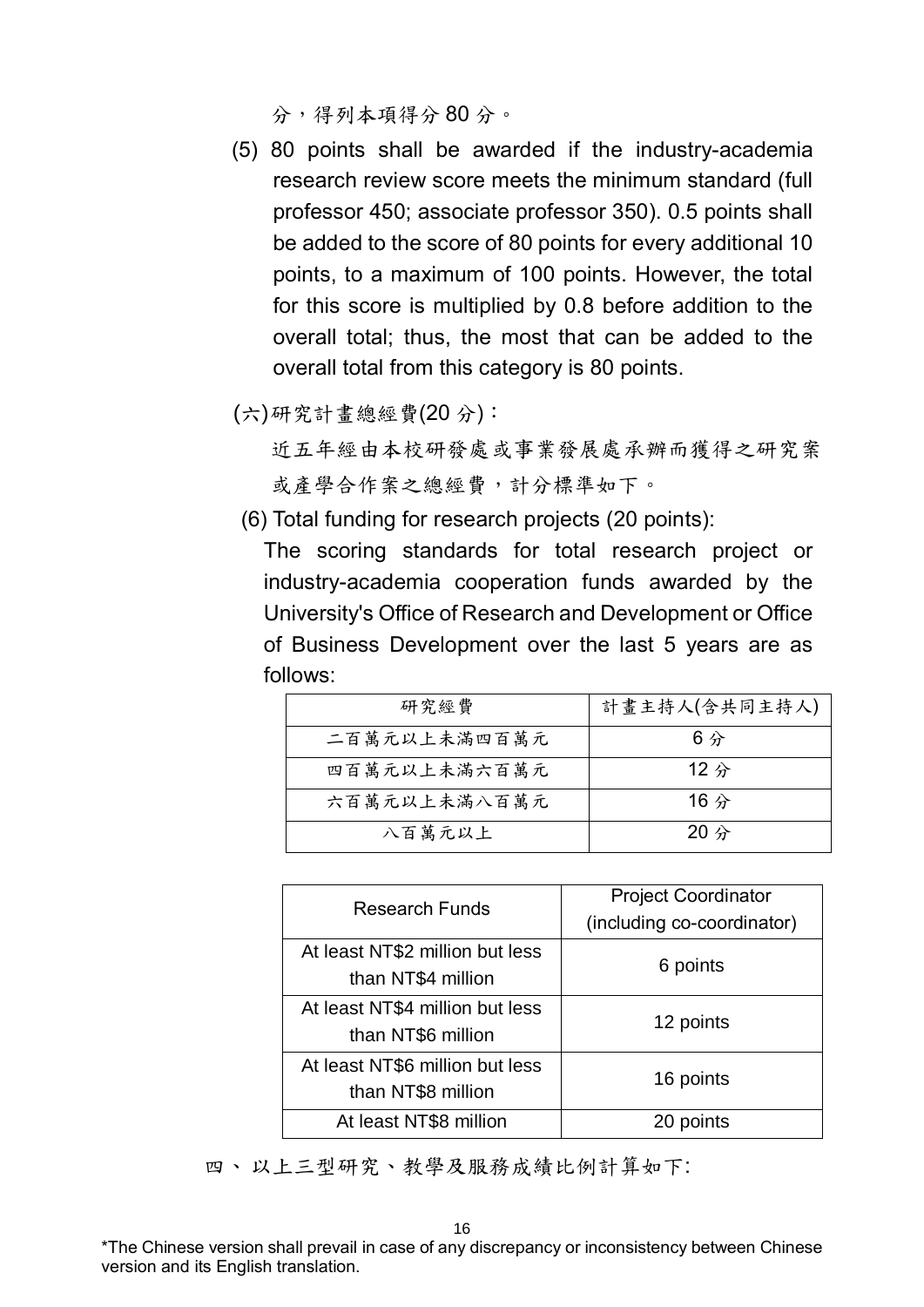分，得列本項得分 80 分。

(5) 80 points shall be awarded if the industry-academia research review score meets the minimum standard (full professor 450; associate professor 350). 0.5 points shall be added to the score of 80 points for every additional 10 points, to a maximum of 100 points. However, the total for this score is multiplied by 0.8 before addition to the overall total; thus, the most that can be added to the overall total from this category is 80 points.

(六)研究計畫總經費(20 分)：

近五年經由本校研發處或事業發展處承辦而獲得之研究案或產學合作案之總經費，計分標準如下。

(6) Total funding for research projects (20 points):

The scoring standards for total research project or industry-academia cooperation funds awarded by the University's Office of Research and Development or Office of Business Development over the last 5 years are as follows:

| 研究經費 | 計畫主持人(含共同主持人) |
|---|---|
| 二百萬元以上未滿四百萬元 | 6 分 |
| 四百萬元以上未滿六百萬元 | 12 分 |
| 六百萬元以上未滿八百萬元 | 16 分 |
| 八百萬元以上 | 20 分 |

| Research Funds | Project Coordinator (including co-coordinator) |
|---|---|
| At least NT$2 million but less than NT$4 million | 6 points |
| At least NT$4 million but less than NT$6 million | 12 points |
| At least NT$6 million but less than NT$8 million | 16 points |
| At least NT$8 million | 20 points |

四、 以上三型研究、教學及服務成績比例計算如下:

*The Chinese version shall prevail in case of any discrepancy or inconsistency between Chinese version and its English translation.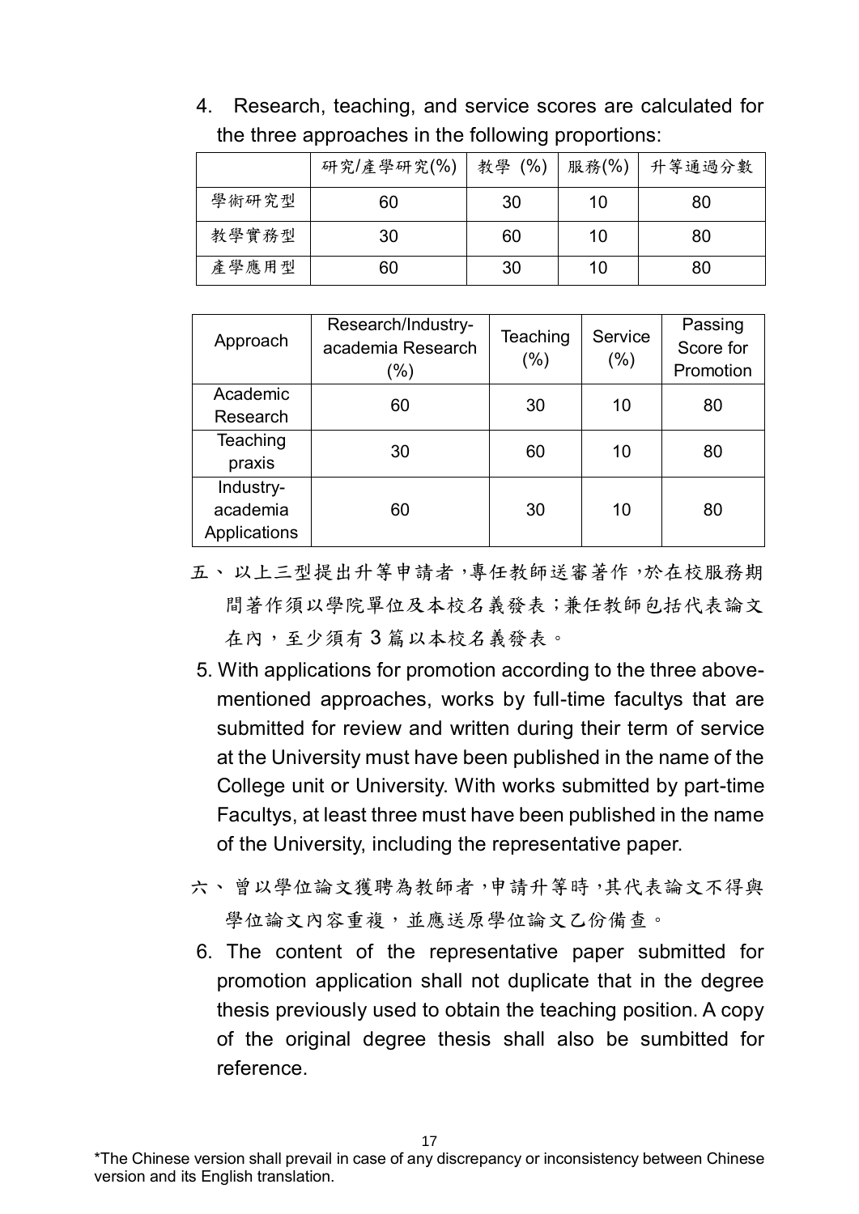4. Research, teaching, and service scores are calculated for the three approaches in the following proportions:

| | 研究/產學研究(%) | 教學 (%) | 服務(%) | 升等通過分數 |
|---|---|---|---|---|
| 學術研究型 | 60 | 30 | 10 | 80 |
| 教學實務型 | 30 | 60 | 10 | 80 |
| 產學應用型 | 60 | 30 | 10 | 80 |

| Approach | Research/Industry-academia Research (%) | Teaching (%) | Service (%) | Passing Score for Promotion |
|---|---|---|---|---|
| Academic Research | 60 | 30 | 10 | 80 |
| Teaching praxis | 30 | 60 | 10 | 80 |
| Industry-academia Applications | 60 | 30 | 10 | 80 |

五、以上三型提出升等申請者，專任教師送審著作，於在校服務期間著作須以學院單位及本校名義發表；兼任教師包括代表論文在內，至少須有 3 篇以本校名義發表。

5. With applications for promotion according to the three above-mentioned approaches, works by full-time facultys that are submitted for review and written during their term of service at the University must have been published in the name of the College unit or University. With works submitted by part-time Facultys, at least three must have been published in the name of the University, including the representative paper.

六、曾以學位論文獲聘為教師者，申請升等時，其代表論文不得與學位論文內容重複，並應送原學位論文乙份備查。

6. The content of the representative paper submitted for promotion application shall not duplicate that in the degree thesis previously used to obtain the teaching position. A copy of the original degree thesis shall also be sumbitted for reference.

*The Chinese version shall prevail in case of any discrepancy or inconsistency between Chinese version and its English translation.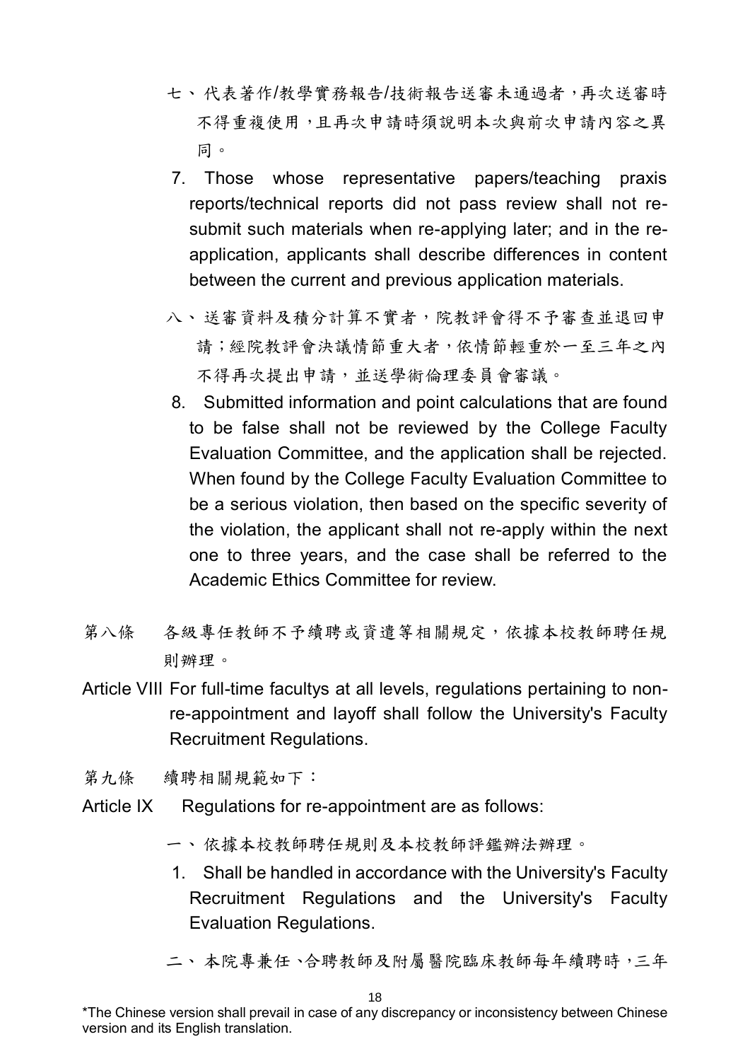七、代表著作/教學實務報告/技術報告送審未通過者，再次送審時不得重複使用，且再次申請時須說明本次與前次申請內容之異同。

7. Those whose representative papers/teaching praxis reports/technical reports did not pass review shall not re-submit such materials when re-applying later; and in the re-application, applicants shall describe differences in content between the current and previous application materials.

八、送審資料及積分計算不實者，院教評會得不予審查並退回申請；經院教評會決議情節重大者，依情節輕重於一至三年之內不得再次提出申請，並送學術倫理委員會審議。

8. Submitted information and point calculations that are found to be false shall not be reviewed by the College Faculty Evaluation Committee, and the application shall be rejected. When found by the College Faculty Evaluation Committee to be a serious violation, then based on the specific severity of the violation, the applicant shall not re-apply within the next one to three years, and the case shall be referred to the Academic Ethics Committee for review.

第八條　各級專任教師不予續聘或資遣等相關規定，依據本校教師聘任規則辦理。

Article VIII For full-time facultys at all levels, regulations pertaining to non-re-appointment and layoff shall follow the University's Faculty Recruitment Regulations.

第九條　續聘相關規範如下：

Article IX　Regulations for re-appointment are as follows:

一、依據本校教師聘任規則及本校教師評鑑辦法辦理。

1. Shall be handled in accordance with the University's Faculty Recruitment Regulations and the University's Faculty Evaluation Regulations.

二、本院專兼任、合聘教師及附屬醫院臨床教師每年續聘時，三年

*The Chinese version shall prevail in case of any discrepancy or inconsistency between Chinese version and its English translation.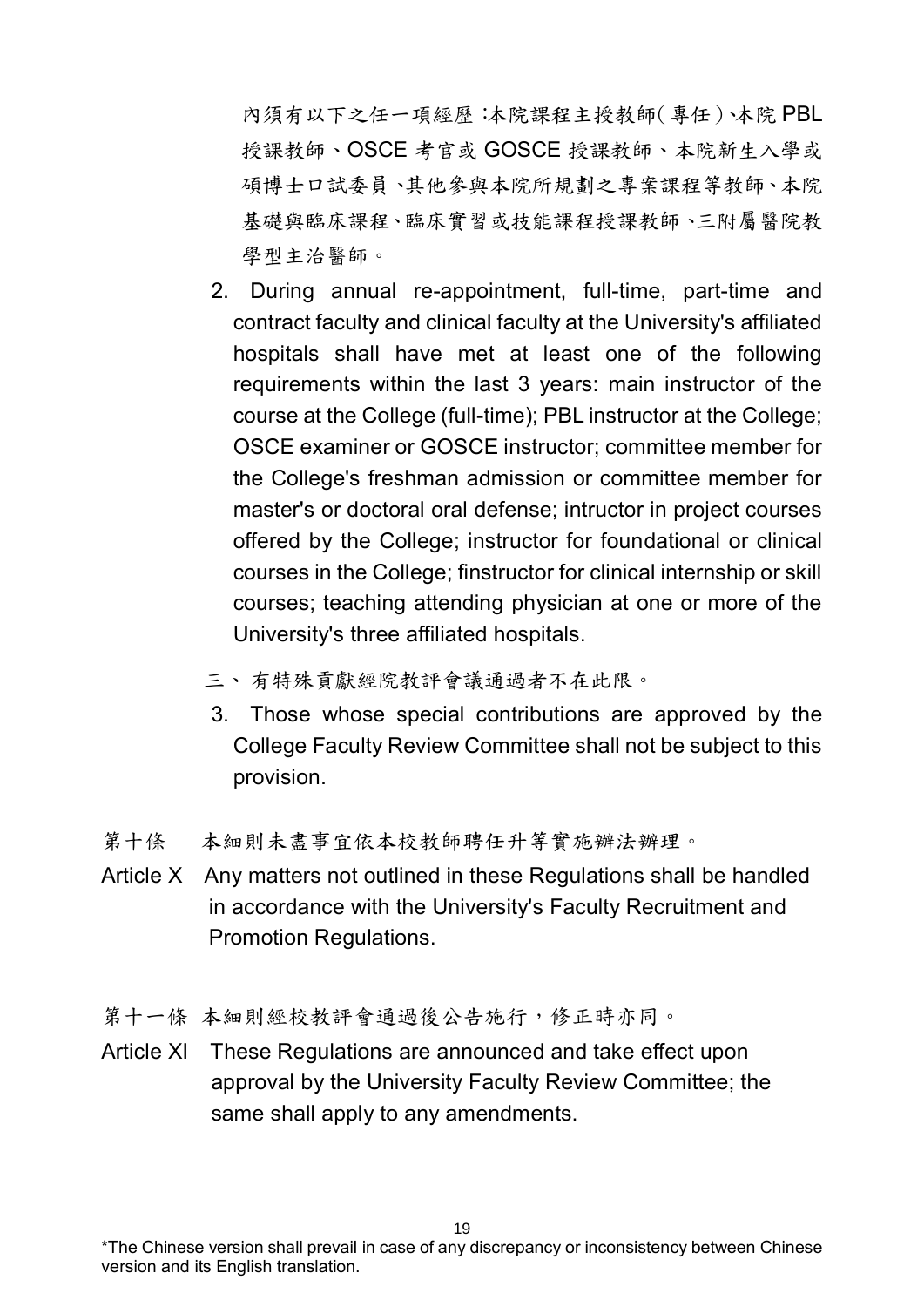內須有以下之任一項經歷：本院課程主授教師（專任）、本院 PBL 授課教師、OSCE 考官或 GOSCE 授課教師、本院新生入學或碩博士口試委員、其他參與本院所規劃之專案課程等教師、本院基礎與臨床課程、臨床實習或技能課程授課教師、三附屬醫院教學型主治醫師。

2. During annual re-appointment, full-time, part-time and contract faculty and clinical faculty at the University's affiliated hospitals shall have met at least one of the following requirements within the last 3 years: main instructor of the course at the College (full-time); PBL instructor at the College; OSCE examiner or GOSCE instructor; committee member for the College's freshman admission or committee member for master's or doctoral oral defense; intructor in project courses offered by the College; instructor for foundational or clinical courses in the College; finstructor for clinical internship or skill courses; teaching attending physician at one or more of the University's three affiliated hospitals.

三、有特殊貢獻經院教評會議通過者不在此限。

3. Those whose special contributions are approved by the College Faculty Review Committee shall not be subject to this provision.

第十條　本細則未盡事宜依本校教師聘任升等實施辦法辦理。

Article X　Any matters not outlined in these Regulations shall be handled in accordance with the University's Faculty Recruitment and Promotion Regulations.

第十一條　本細則經校教評會通過後公告施行，修正時亦同。

Article XI　These Regulations are announced and take effect upon approval by the University Faculty Review Committee; the same shall apply to any amendments.

*The Chinese version shall prevail in case of any discrepancy or inconsistency between Chinese version and its English translation.